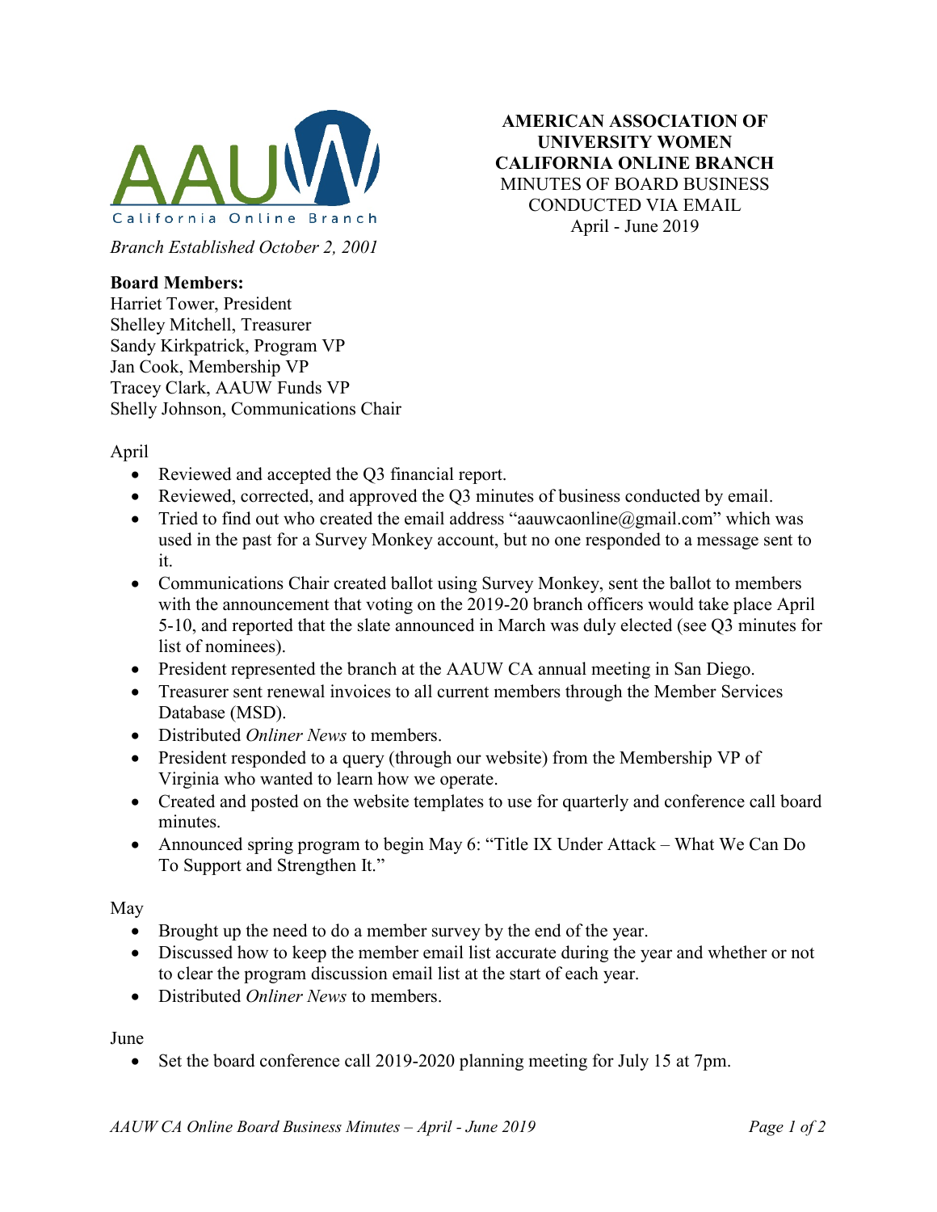AAUW California Online Branch

*Branch Established October 2, 2001*

**AMERICAN ASSOCIATION OF UNIVERSITY WOMEN CALIFORNIA ONLINE BRANCH**
MINUTES OF BOARD BUSINESS CONDUCTED VIA EMAIL
April - June 2019

**Board Members:**
Harriet Tower, President
Shelley Mitchell, Treasurer
Sandy Kirkpatrick, Program VP
Jan Cook, Membership VP
Tracey Clark, AAUW Funds VP
Shelly Johnson, Communications Chair

April

- Reviewed and accepted the Q3 financial report.
- Reviewed, corrected, and approved the Q3 minutes of business conducted by email.
- Tried to find out who created the email address "aauwcaonline@gmail.com" which was used in the past for a Survey Monkey account, but no one responded to a message sent to it.
- Communications Chair created ballot using Survey Monkey, sent the ballot to members with the announcement that voting on the 2019-20 branch officers would take place April 5-10, and reported that the slate announced in March was duly elected (see Q3 minutes for list of nominees).
- President represented the branch at the AAUW CA annual meeting in San Diego.
- Treasurer sent renewal invoices to all current members through the Member Services Database (MSD).
- Distributed *Onliner News* to members.
- President responded to a query (through our website) from the Membership VP of Virginia who wanted to learn how we operate.
- Created and posted on the website templates to use for quarterly and conference call board minutes.
- Announced spring program to begin May 6: "Title IX Under Attack – What We Can Do To Support and Strengthen It."

May

- Brought up the need to do a member survey by the end of the year.
- Discussed how to keep the member email list accurate during the year and whether or not to clear the program discussion email list at the start of each year.
- Distributed *Onliner News* to members.

June

- Set the board conference call 2019-2020 planning meeting for July 15 at 7pm.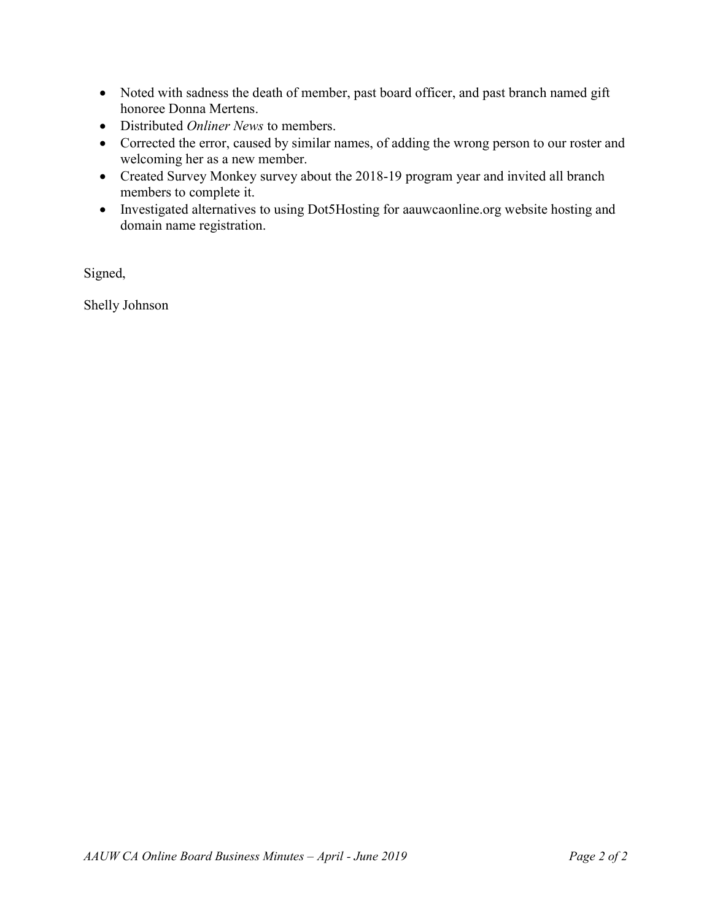- Noted with sadness the death of member, past board officer, and past branch named gift honoree Donna Mertens.
- Distributed *Onliner News* to members.
- Corrected the error, caused by similar names, of adding the wrong person to our roster and welcoming her as a new member.
- Created Survey Monkey survey about the 2018-19 program year and invited all branch members to complete it.
- Investigated alternatives to using Dot5Hosting for aauwcaonline.org website hosting and domain name registration.

Signed,

Shelly Johnson